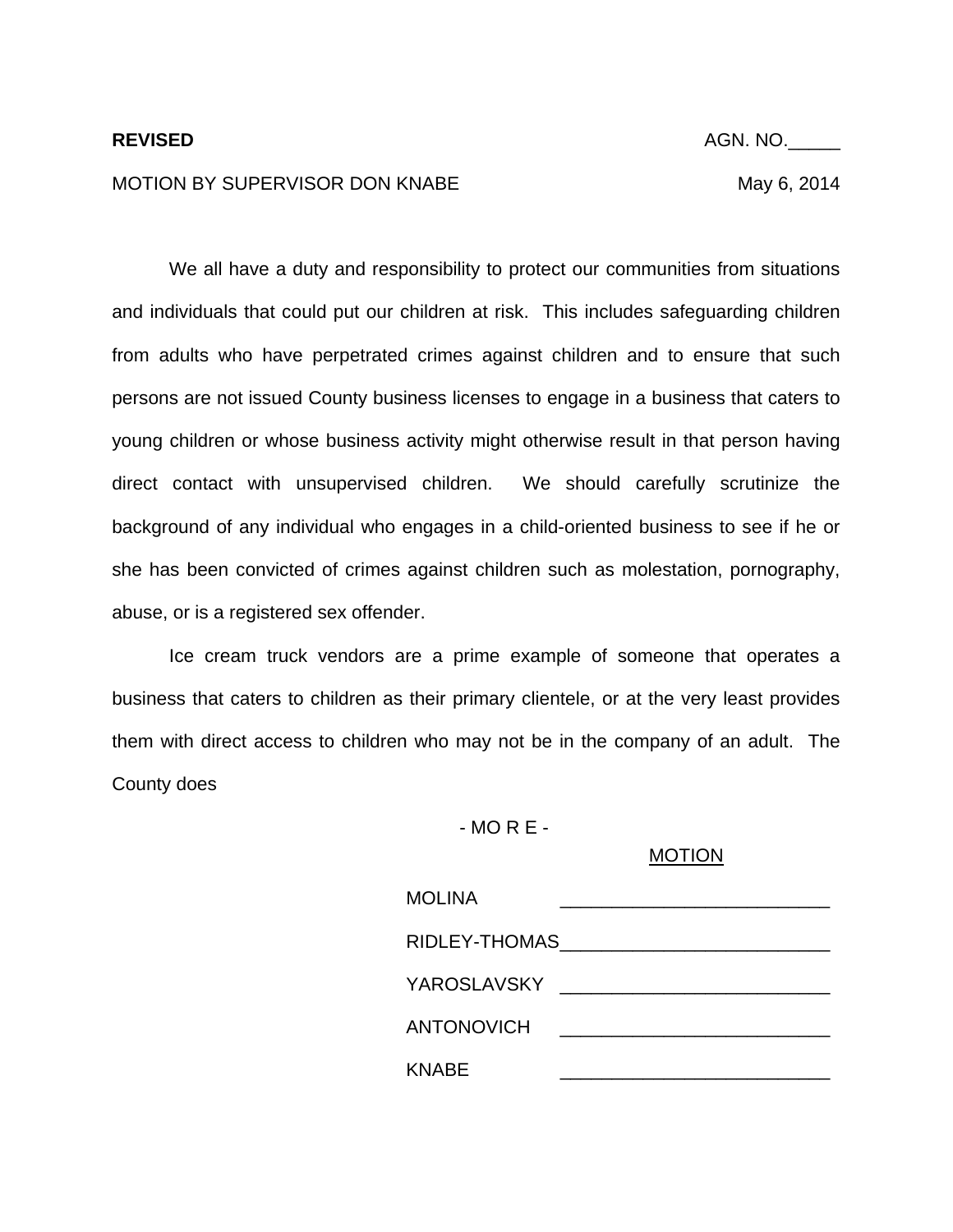**REVISED** AGN. NO.\_\_\_\_\_

MOTION BY SUPERVISOR DON KNABE May 6, 2014

We all have a duty and responsibility to protect our communities from situations and individuals that could put our children at risk. This includes safeguarding children from adults who have perpetrated crimes against children and to ensure that such persons are not issued County business licenses to engage in a business that caters to young children or whose business activity might otherwise result in that person having direct contact with unsupervised children. We should carefully scrutinize the background of any individual who engages in a child-oriented business to see if he or she has been convicted of crimes against children such as molestation, pornography, abuse, or is a registered sex offender.

Ice cream truck vendors are a prime example of someone that operates a business that caters to children as their primary clientele, or at the very least provides them with direct access to children who may not be in the company of an adult. The County does

- MO R E -

MOTION

MOLINA \_\_\_\_\_\_\_\_\_\_\_\_\_\_\_\_\_\_\_\_\_\_\_\_\_\_

RIDLEY-THOMAS\_\_\_\_\_\_\_\_\_\_\_\_\_\_\_\_\_\_\_\_\_\_\_\_\_\_

YAROSLAVSKY \_\_\_\_\_\_\_\_\_\_\_\_\_\_\_\_\_\_\_\_\_\_\_\_\_\_

ANTONOVICH \_\_\_\_\_\_\_\_\_\_\_\_\_\_\_\_\_\_\_\_\_\_\_\_\_\_

KNABE \_\_\_\_\_\_\_\_\_\_\_\_\_\_\_\_\_\_\_\_\_\_\_\_\_\_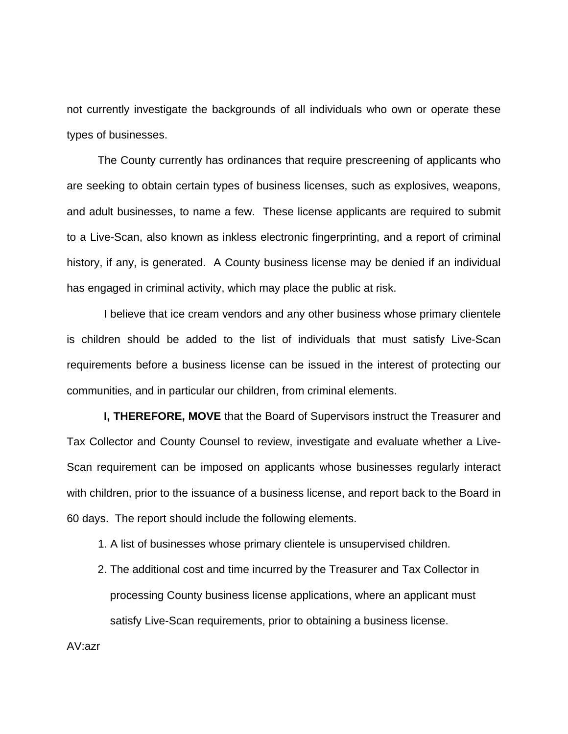not currently investigate the backgrounds of all individuals who own or operate these types of businesses.

The County currently has ordinances that require prescreening of applicants who are seeking to obtain certain types of business licenses, such as explosives, weapons, and adult businesses, to name a few. These license applicants are required to submit to a Live-Scan, also known as inkless electronic fingerprinting, and a report of criminal history, if any, is generated. A County business license may be denied if an individual has engaged in criminal activity, which may place the public at risk.

I believe that ice cream vendors and any other business whose primary clientele is children should be added to the list of individuals that must satisfy Live-Scan requirements before a business license can be issued in the interest of protecting our communities, and in particular our children, from criminal elements.

**I, THEREFORE, MOVE** that the Board of Supervisors instruct the Treasurer and Tax Collector and County Counsel to review, investigate and evaluate whether a Live-Scan requirement can be imposed on applicants whose businesses regularly interact with children, prior to the issuance of a business license, and report back to the Board in 60 days. The report should include the following elements.

1. A list of businesses whose primary clientele is unsupervised children.
2. The additional cost and time incurred by the Treasurer and Tax Collector in processing County business license applications, where an applicant must satisfy Live-Scan requirements, prior to obtaining a business license.

AV:azr